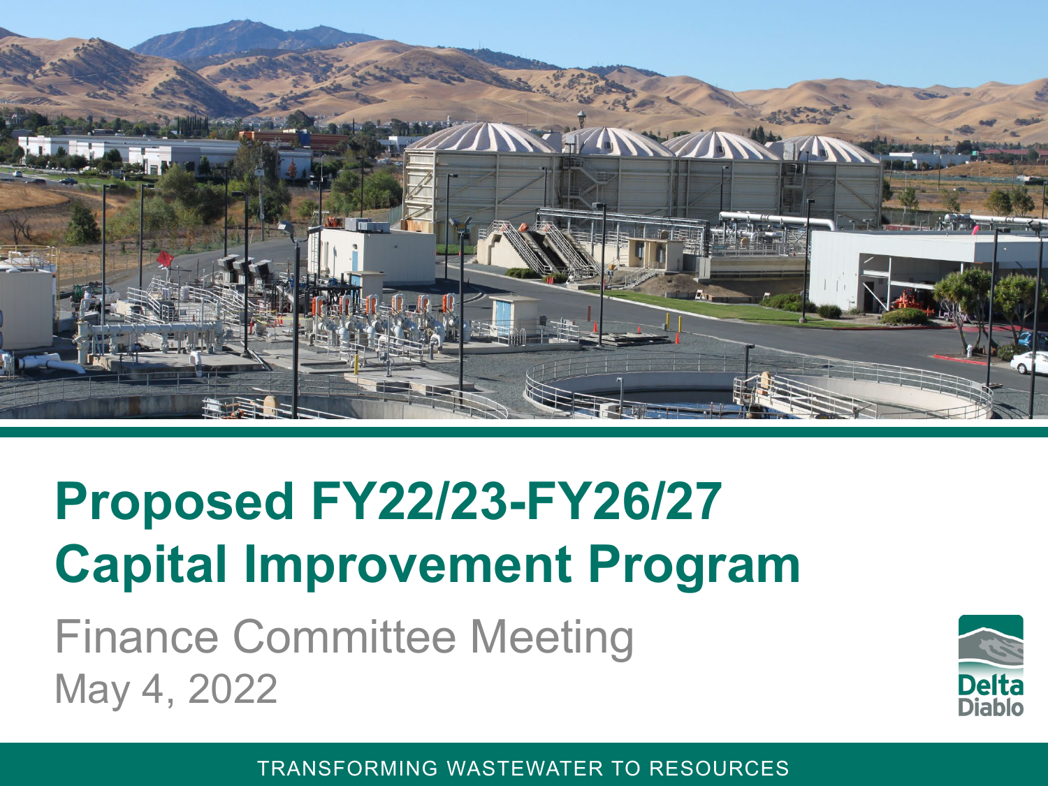# Proposed FY22/23-FY26/27 Capital Improvement Program

Finance Committee Meeting

May 4, 2022

Delta Diablo

TRANSFORMING WASTEWATER TO RESOURCES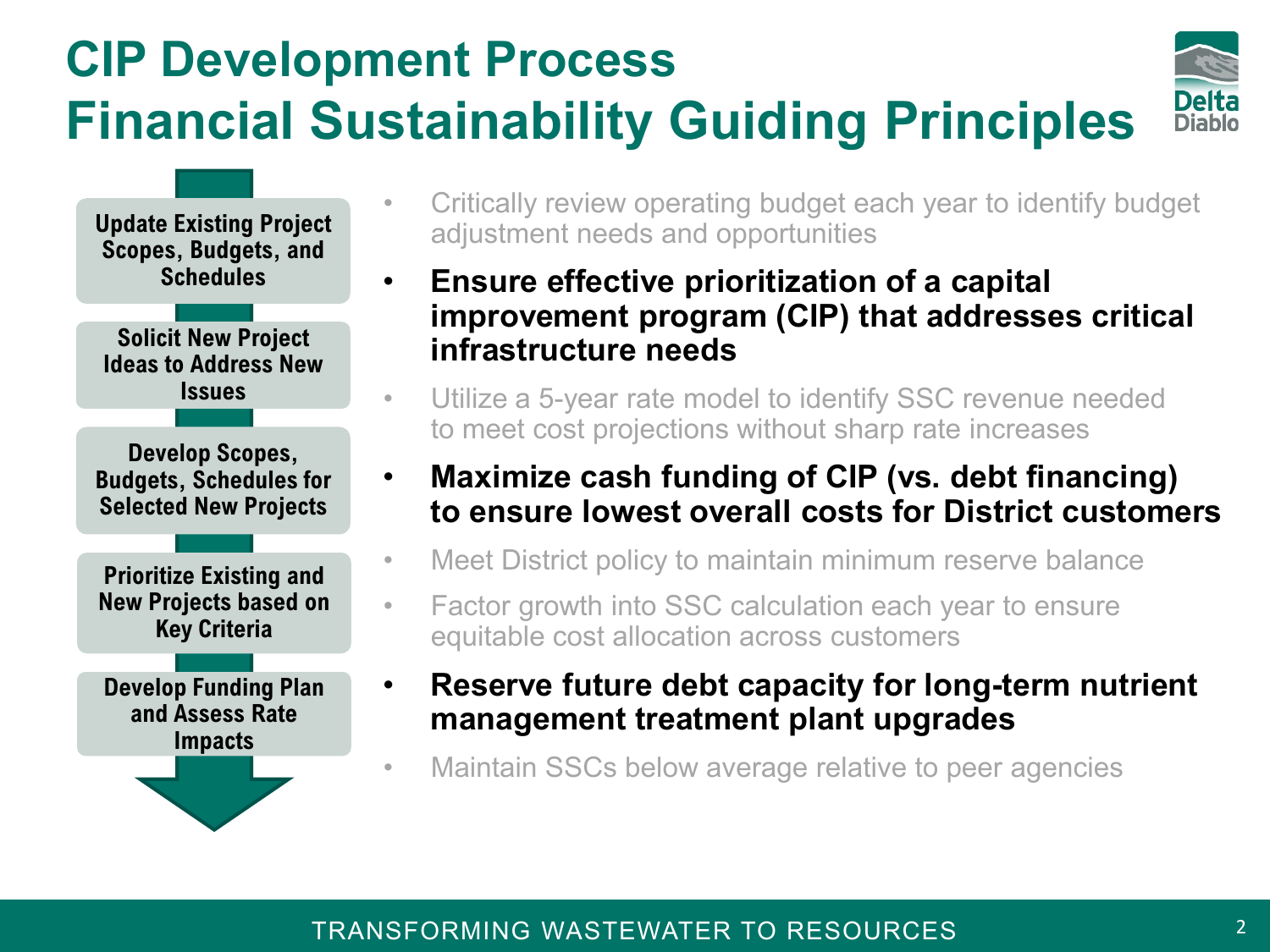# CIP Development Process
# Financial Sustainability Guiding Principles

1. Update Existing Project Scopes, Budgets, and Schedules
2. Solicit New Project Ideas to Address New Issues
3. Develop Scopes, Budgets, Schedules for Selected New Projects
4. Prioritize Existing and New Projects based on Key Criteria
5. Develop Funding Plan and Assess Rate Impacts

- Critically review operating budget each year to identify budget adjustment needs and opportunities
- **Ensure effective prioritization of a capital improvement program (CIP) that addresses critical infrastructure needs**
- Utilize a 5-year rate model to identify SSC revenue needed to meet cost projections without sharp rate increases
- **Maximize cash funding of CIP (vs. debt financing) to ensure lowest overall costs for District customers**
- Meet District policy to maintain minimum reserve balance
- Factor growth into SSC calculation each year to ensure equitable cost allocation across customers
- **Reserve future debt capacity for long-term nutrient management treatment plant upgrades**
- Maintain SSCs below average relative to peer agencies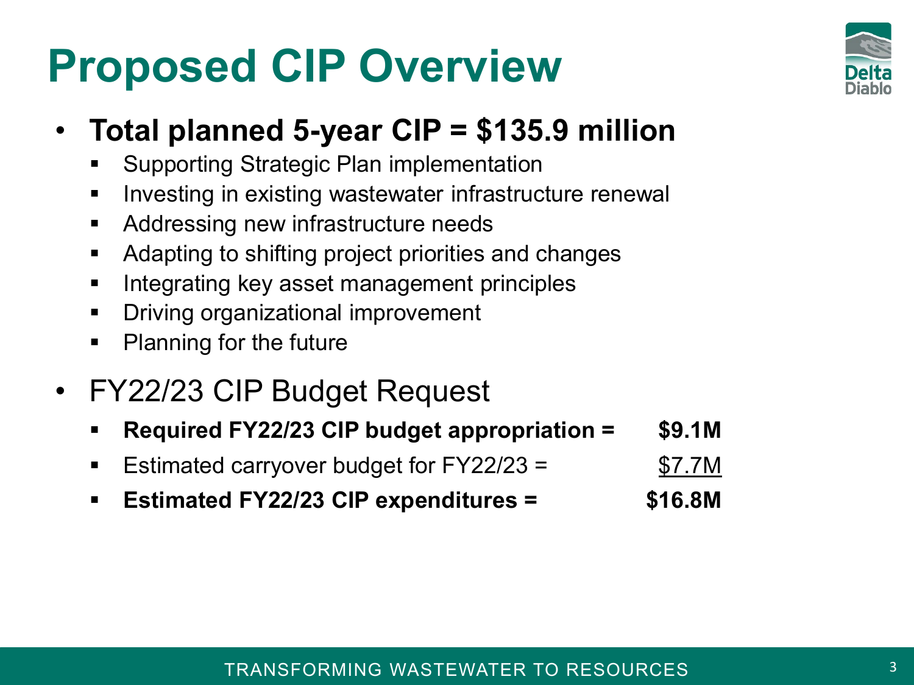# Proposed CIP Overview

- **Total planned 5-year CIP = $135.9 million**
  - Supporting Strategic Plan implementation
  - Investing in existing wastewater infrastructure renewal
  - Addressing new infrastructure needs
  - Adapting to shifting project priorities and changes
  - Integrating key asset management principles
  - Driving organizational improvement
  - Planning for the future
- FY22/23 CIP Budget Request
  - **Required FY22/23 CIP budget appropriation = $9.1M**
  - Estimated carryover budget for FY22/23 = $7.7M
  - **Estimated FY22/23 CIP expenditures = $16.8M**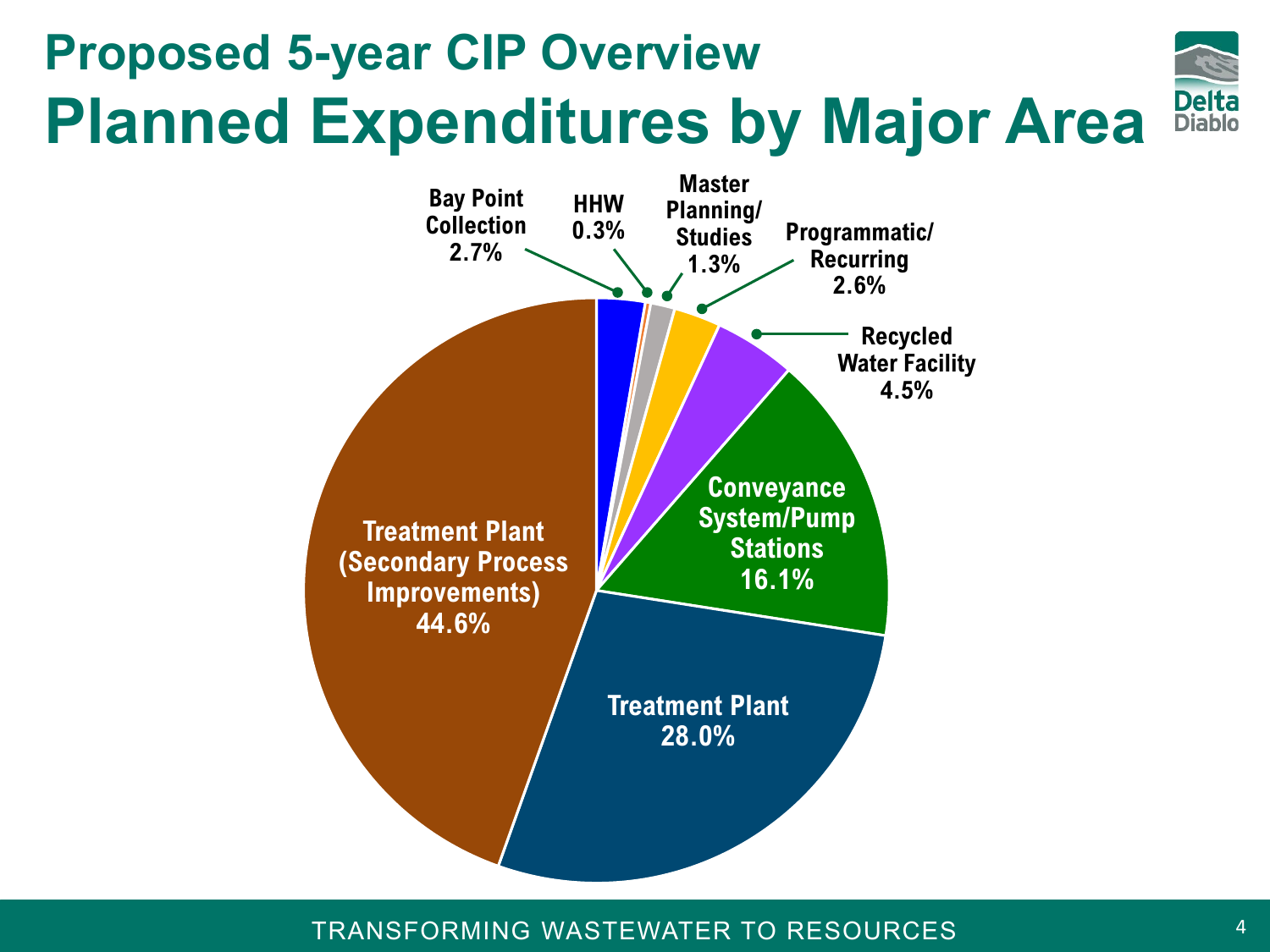# Proposed 5-year CIP Overview

## Planned Expenditures by Major Area

| Major Area | Percentage |
|---|---|
| Treatment Plant (Secondary Process Improvements) | 44.6% |
| Treatment Plant | 28.0% |
| Conveyance System/Pump Stations | 16.1% |
| Recycled Water Facility | 4.5% |
| Bay Point Collection | 2.7% |
| Programmatic/ Recurring | 2.6% |
| Master Planning/ Studies | 1.3% |
| HHW | 0.3% |

TRANSFORMING WASTEWATER TO RESOURCES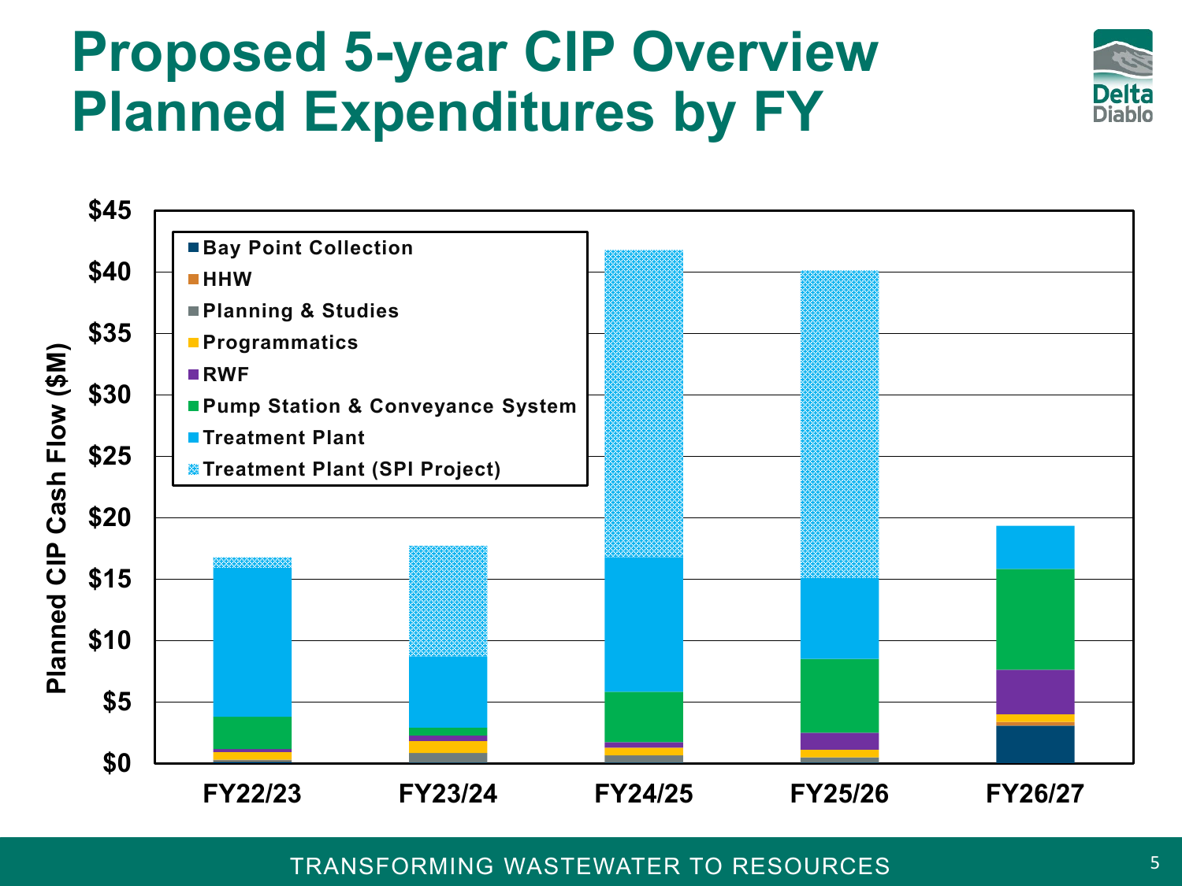# Proposed 5-year CIP Overview Planned Expenditures by FY

Planned CIP Cash Flow ($M)

- Bay Point Collection
- HHW
- Planning & Studies
- Programmatics
- RWF
- Pump Station & Conveyance System
- Treatment Plant
- Treatment Plant (SPI Project)

$45, $40, $35, $30, $25, $20, $15, $10, $5, $0

FY22/23, FY23/24, FY24/25, FY25/26, FY26/27

TRANSFORMING WASTEWATER TO RESOURCES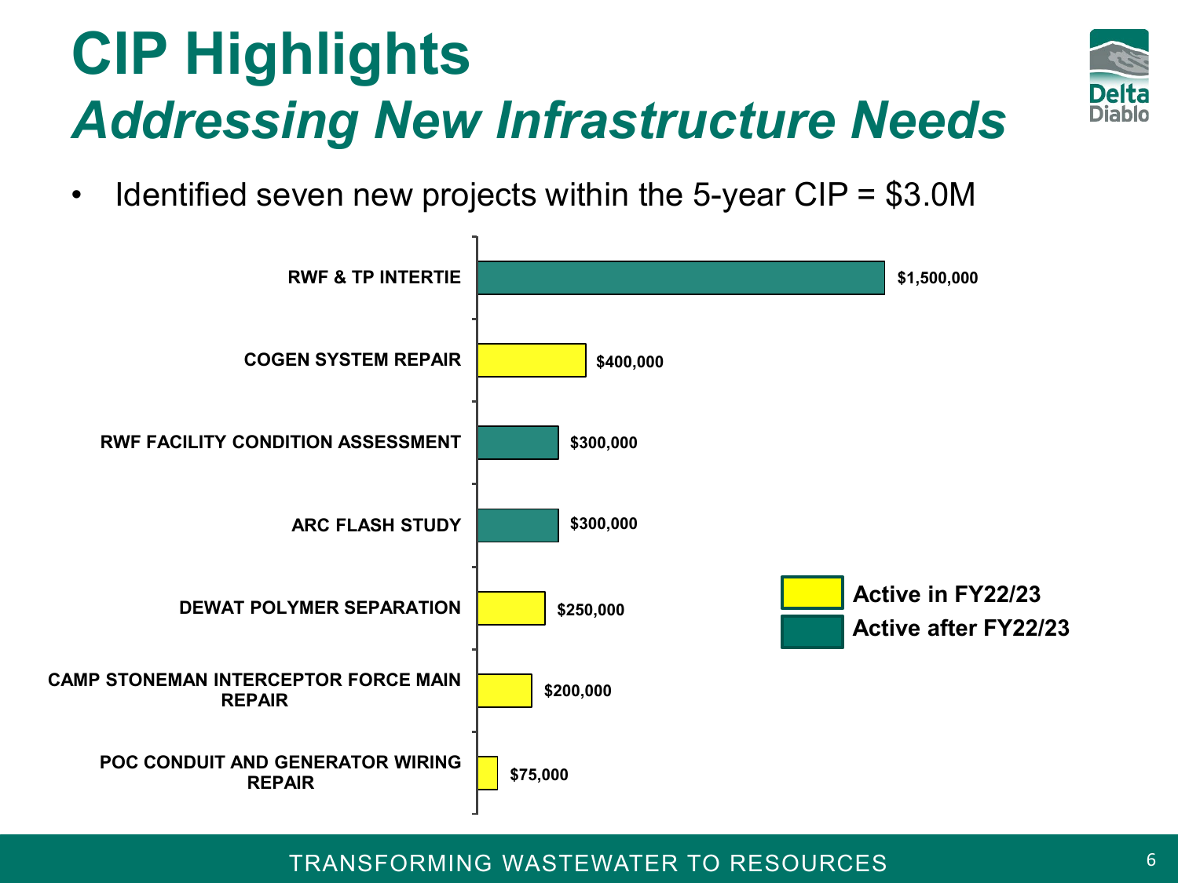# CIP Highlights

## *Addressing New Infrastructure Needs*

- Identified seven new projects within the 5-year CIP = $3.0M

| Project | Cost | Status |
|---|---|---|
| RWF & TP INTERTIE | $1,500,000 | Active after FY22/23 |
| COGEN SYSTEM REPAIR | $400,000 | Active in FY22/23 |
| RWF FACILITY CONDITION ASSESSMENT | $300,000 | Active after FY22/23 |
| ARC FLASH STUDY | $300,000 | Active after FY22/23 |
| DEWAT POLYMER SEPARATION | $250,000 | Active in FY22/23 |
| CAMP STONEMAN INTERCEPTOR FORCE MAIN REPAIR | $200,000 | Active in FY22/23 |
| POC CONDUIT AND GENERATOR WIRING REPAIR | $75,000 | Active in FY22/23 |

TRANSFORMING WASTEWATER TO RESOURCES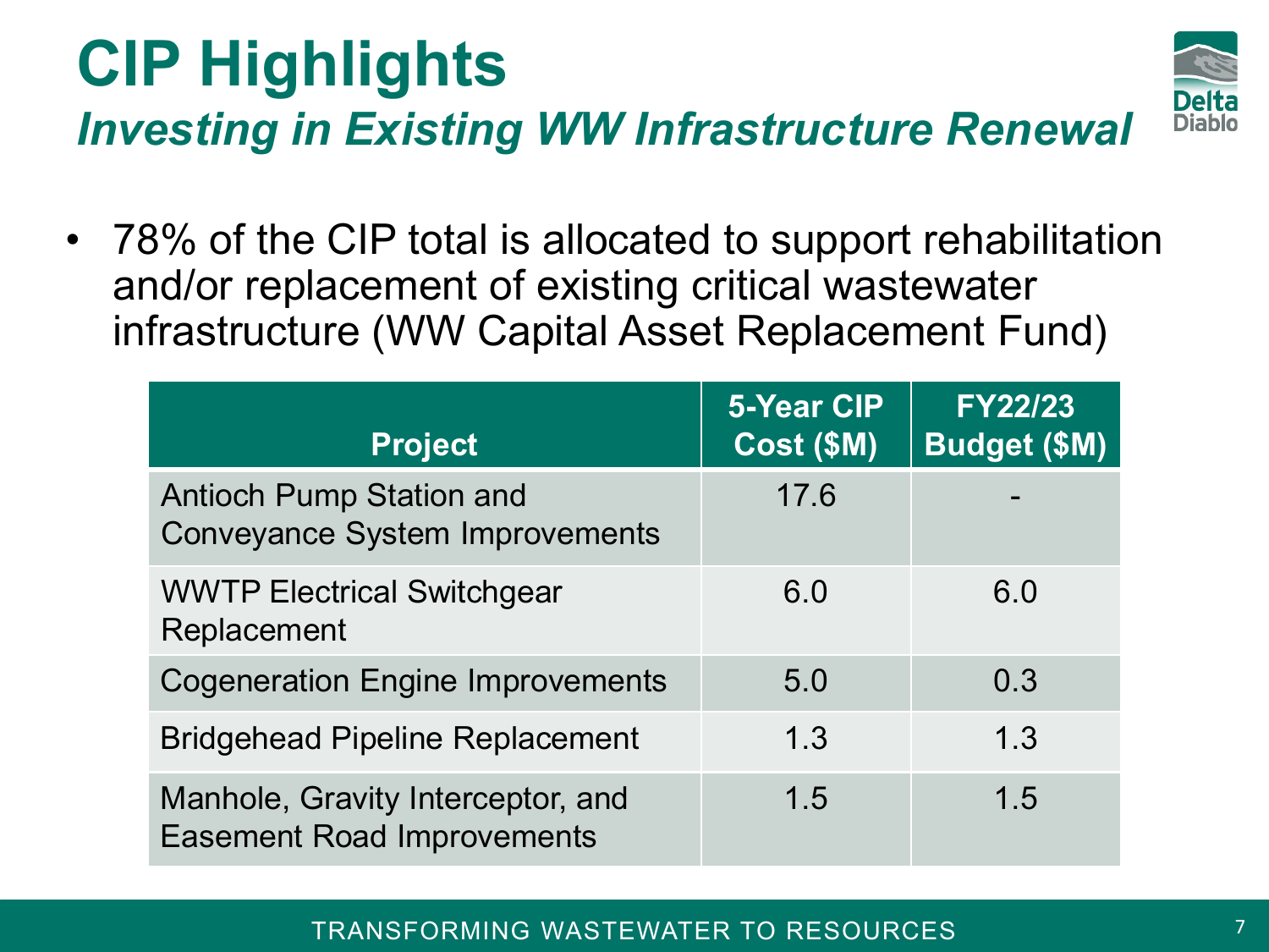# CIP Highlights

## *Investing in Existing WW Infrastructure Renewal*

- 78% of the CIP total is allocated to support rehabilitation and/or replacement of existing critical wastewater infrastructure (WW Capital Asset Replacement Fund)

| Project | 5-Year CIP Cost ($M) | FY22/23 Budget ($M) |
|---|---|---|
| Antioch Pump Station and Conveyance System Improvements | 17.6 | - |
| WWTP Electrical Switchgear Replacement | 6.0 | 6.0 |
| Cogeneration Engine Improvements | 5.0 | 0.3 |
| Bridgehead Pipeline Replacement | 1.3 | 1.3 |
| Manhole, Gravity Interceptor, and Easement Road Improvements | 1.5 | 1.5 |

TRANSFORMING WASTEWATER TO RESOURCES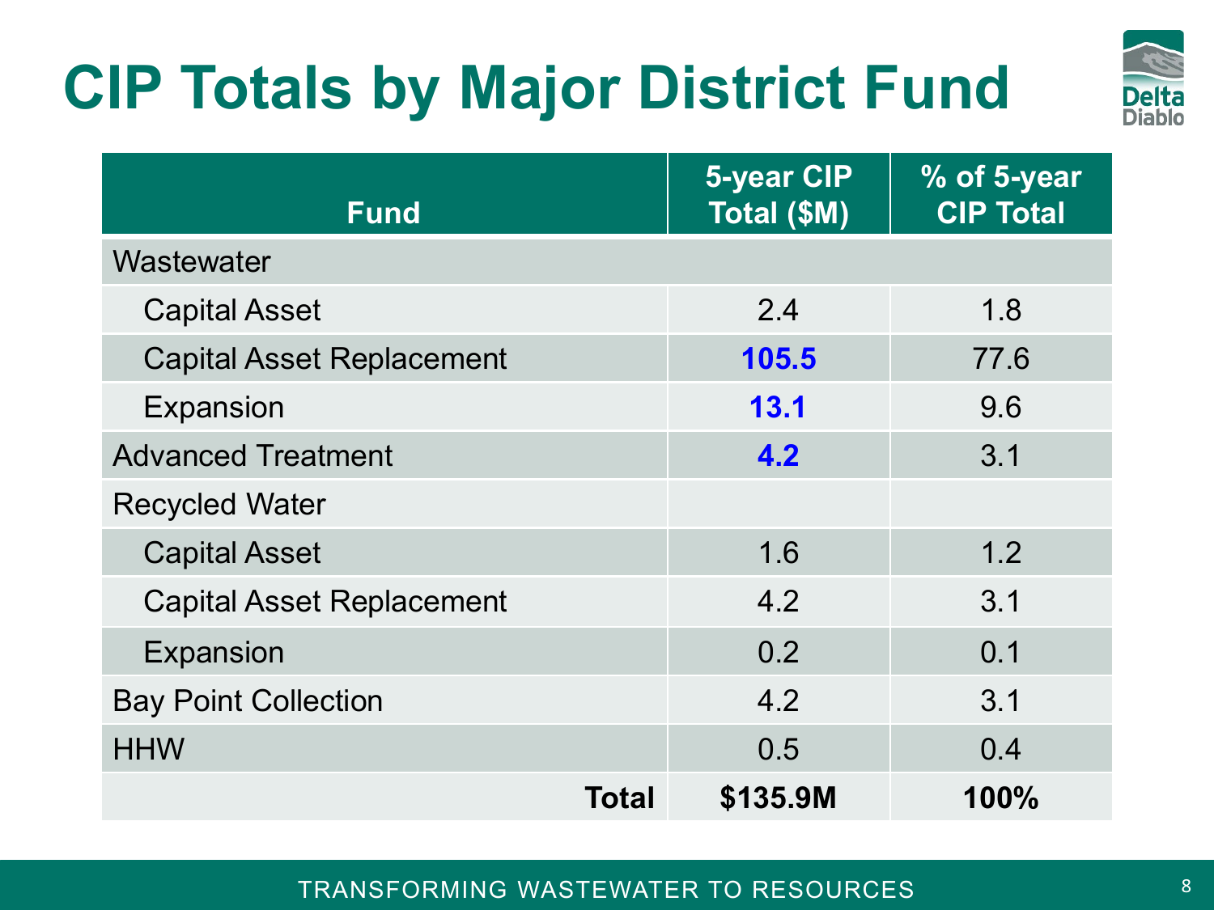# CIP Totals by Major District Fund

| Fund | 5-year CIP Total ($M) | % of 5-year CIP Total |
|---|---|---|
| Wastewater | | |
| Capital Asset | 2.4 | 1.8 |
| Capital Asset Replacement | **105.5** | 77.6 |
| Expansion | **13.1** | 9.6 |
| Advanced Treatment | **4.2** | 3.1 |
| Recycled Water | | |
| Capital Asset | 1.6 | 1.2 |
| Capital Asset Replacement | 4.2 | 3.1 |
| Expansion | 0.2 | 0.1 |
| Bay Point Collection | 4.2 | 3.1 |
| HHW | 0.5 | 0.4 |
| **Total** | **$135.9M** | **100%** |

TRANSFORMING WASTEWATER TO RESOURCES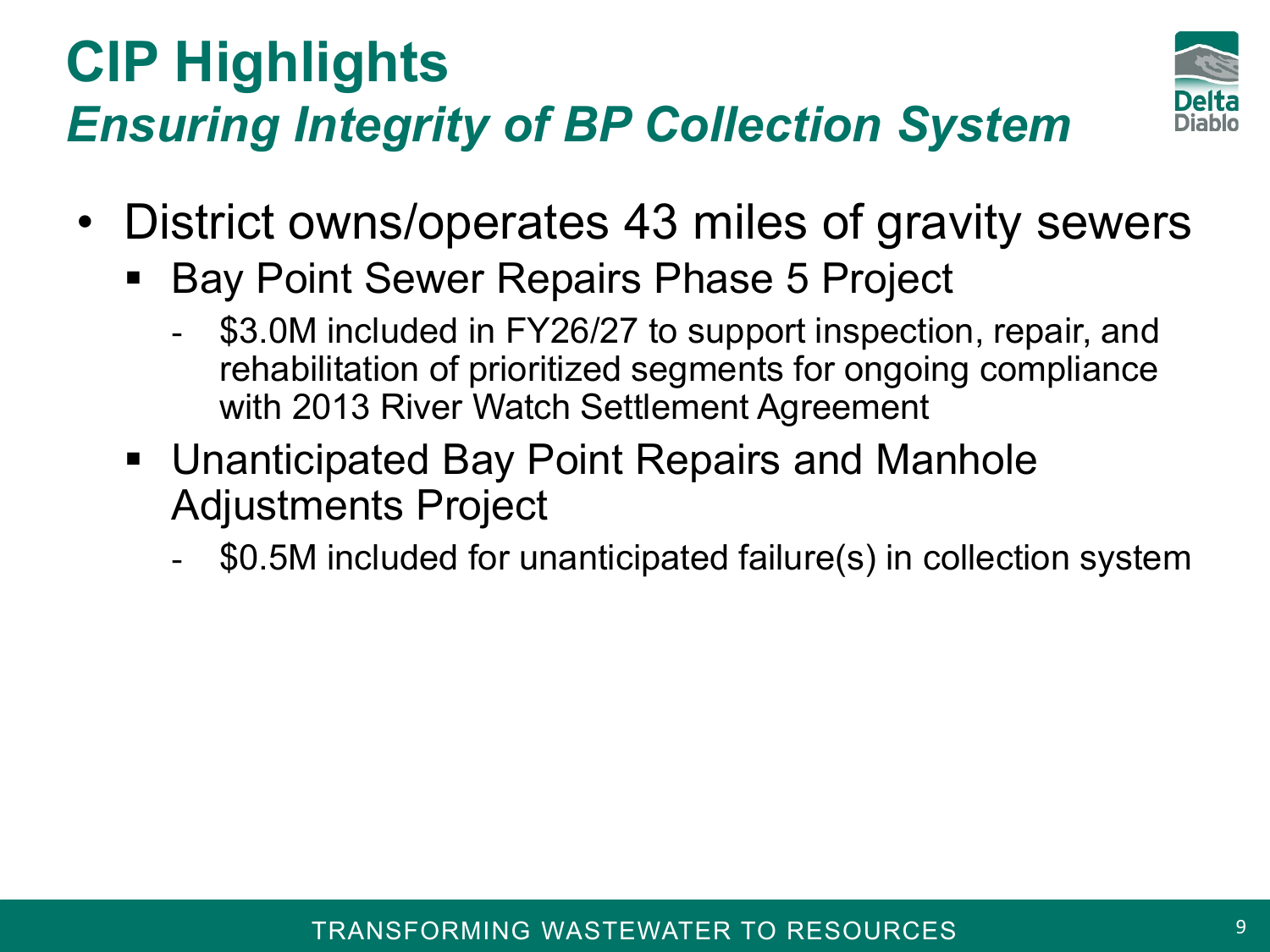# CIP Highlights

## *Ensuring Integrity of BP Collection System*

- District owns/operates 43 miles of gravity sewers
  - Bay Point Sewer Repairs Phase 5 Project
    - $3.0M included in FY26/27 to support inspection, repair, and rehabilitation of prioritized segments for ongoing compliance with 2013 River Watch Settlement Agreement
  - Unanticipated Bay Point Repairs and Manhole Adjustments Project
    - $0.5M included for unanticipated failure(s) in collection system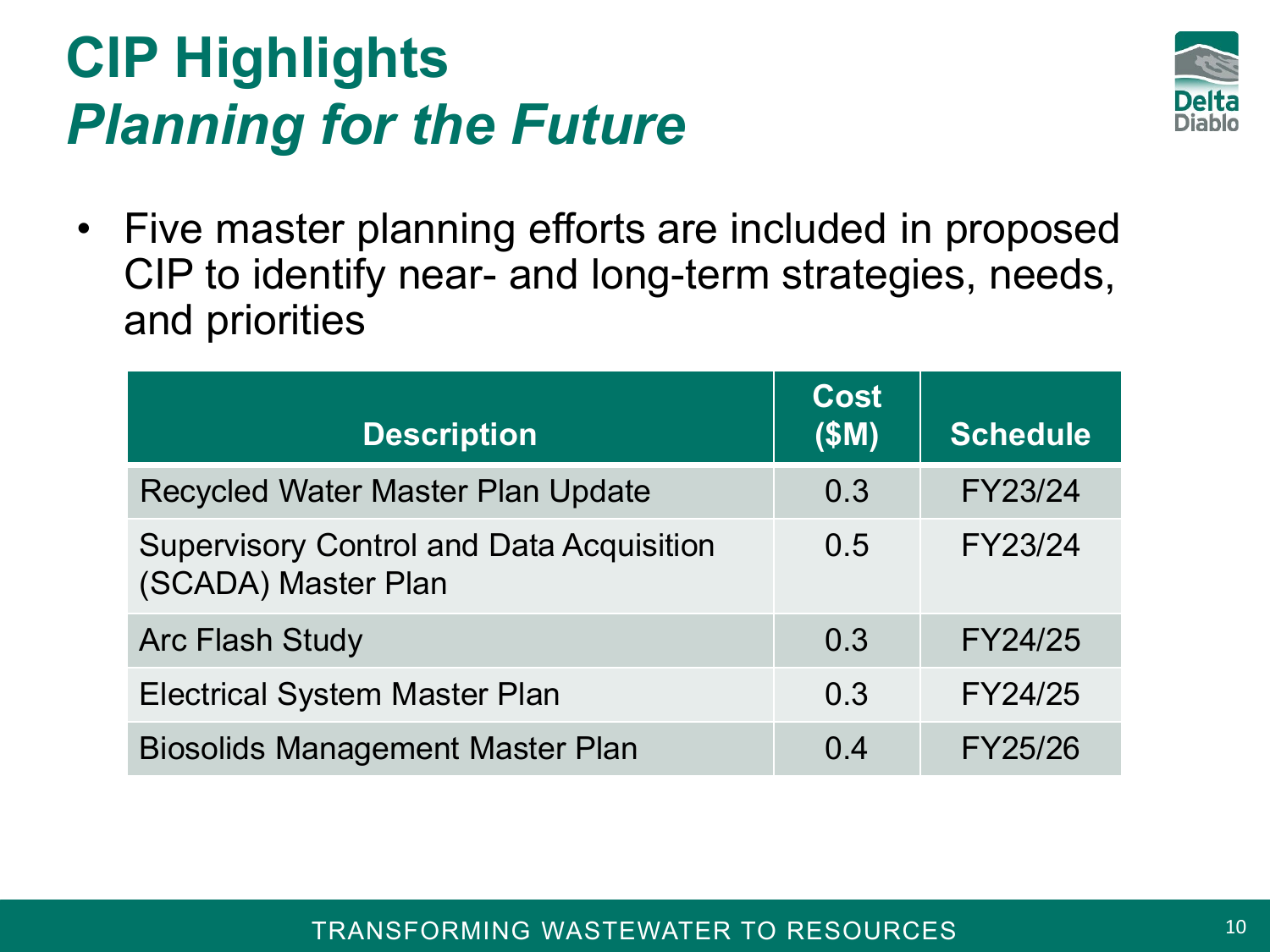# CIP Highlights
## *Planning for the Future*

- Five master planning efforts are included in proposed CIP to identify near- and long-term strategies, needs, and priorities

| Description | Cost ($M) | Schedule |
|---|---|---|
| Recycled Water Master Plan Update | 0.3 | FY23/24 |
| Supervisory Control and Data Acquisition (SCADA) Master Plan | 0.5 | FY23/24 |
| Arc Flash Study | 0.3 | FY24/25 |
| Electrical System Master Plan | 0.3 | FY24/25 |
| Biosolids Management Master Plan | 0.4 | FY25/26 |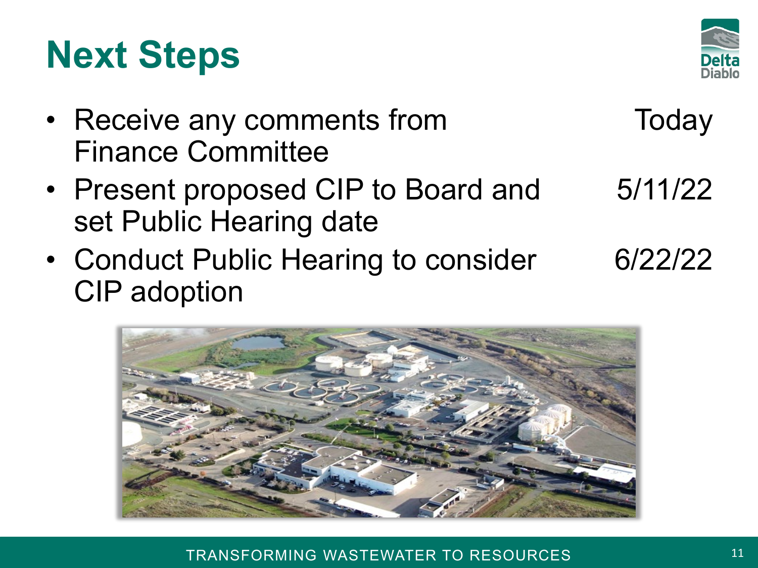# Next Steps

- Receive any comments from Finance Committee — Today
- Present proposed CIP to Board and set Public Hearing date — 5/11/22
- Conduct Public Hearing to consider CIP adoption — 6/22/22